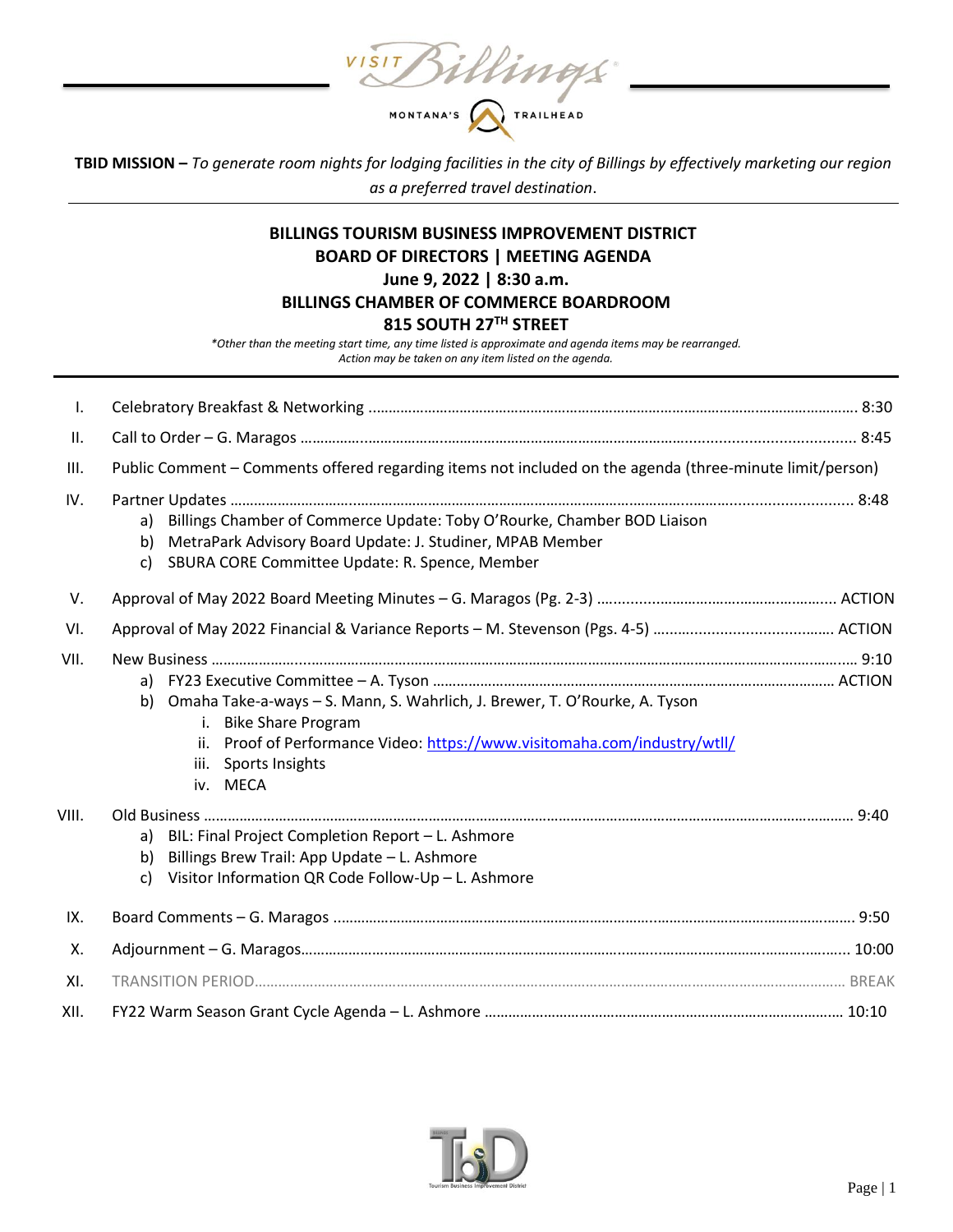**TBID MISSION –** *To generate room nights for lodging facilities in the city of Billings by effectively marketing our region as a preferred travel destination*.

## BILLINGS TOURISM BUSINESS IMPROVEMENT DISTRICT
## BOARD OF DIRECTORS | MEETING AGENDA
## June 9, 2022 | 8:30 a.m.
## BILLINGS CHAMBER OF COMMERCE BOARDROOM
## 815 SOUTH 27TH STREET

*\*Other than the meeting start time, any time listed is approximate and agenda items may be rearranged. Action may be taken on any item listed on the agenda.*

I. Celebratory Breakfast & Networking .......... 8:30

II. Call to Order – G. Maragos .......... 8:45

III. Public Comment – Comments offered regarding items not included on the agenda (three-minute limit/person)

IV. Partner Updates .......... 8:48
  a) Billings Chamber of Commerce Update: Toby O'Rourke, Chamber BOD Liaison
  b) MetraPark Advisory Board Update: J. Studiner, MPAB Member
  c) SBURA CORE Committee Update: R. Spence, Member

V. Approval of May 2022 Board Meeting Minutes – G. Maragos (Pg. 2-3) .......... ACTION

VI. Approval of May 2022 Financial & Variance Reports – M. Stevenson (Pgs. 4-5) .......... ACTION

VII. New Business .......... 9:10
  a) FY23 Executive Committee – A. Tyson .......... ACTION
  b) Omaha Take-a-ways – S. Mann, S. Wahrlich, J. Brewer, T. O'Rourke, A. Tyson
    i. Bike Share Program
    ii. Proof of Performance Video: https://www.visitomaha.com/industry/wtll/
    iii. Sports Insights
    iv. MECA

VIII. Old Business .......... 9:40
  a) BIL: Final Project Completion Report – L. Ashmore
  b) Billings Brew Trail: App Update – L. Ashmore
  c) Visitor Information QR Code Follow-Up – L. Ashmore

IX. Board Comments – G. Maragos .......... 9:50

X. Adjournment – G. Maragos .......... 10:00

XI. TRANSITION PERIOD .......... BREAK

XII. FY22 Warm Season Grant Cycle Agenda – L. Ashmore .......... 10:10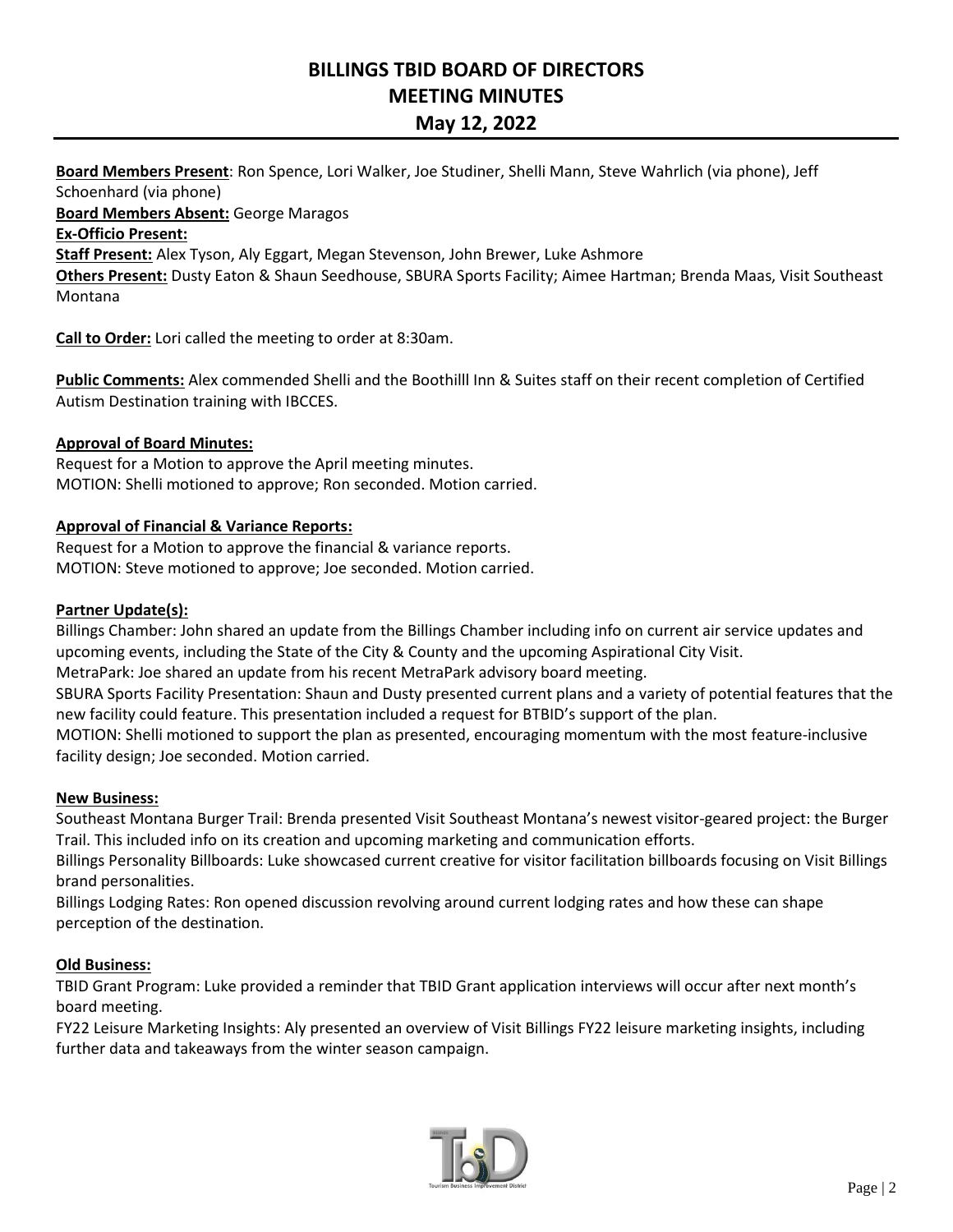# BILLINGS TBID BOARD OF DIRECTORS
# MEETING MINUTES
# May 12, 2022

**Board Members Present**: Ron Spence, Lori Walker, Joe Studiner, Shelli Mann, Steve Wahrlich (via phone), Jeff Schoenhard (via phone)
**Board Members Absent:** George Maragos
**Ex-Officio Present:**
**Staff Present:** Alex Tyson, Aly Eggart, Megan Stevenson, John Brewer, Luke Ashmore
**Others Present:** Dusty Eaton & Shaun Seedhouse, SBURA Sports Facility; Aimee Hartman; Brenda Maas, Visit Southeast Montana

**Call to Order:** Lori called the meeting to order at 8:30am.

**Public Comments:** Alex commended Shelli and the Boothilll Inn & Suites staff on their recent completion of Certified Autism Destination training with IBCCES.

**Approval of Board Minutes:**
Request for a Motion to approve the April meeting minutes.
MOTION: Shelli motioned to approve; Ron seconded. Motion carried.

**Approval of Financial & Variance Reports:**
Request for a Motion to approve the financial & variance reports.
MOTION: Steve motioned to approve; Joe seconded. Motion carried.

**Partner Update(s):**
Billings Chamber: John shared an update from the Billings Chamber including info on current air service updates and upcoming events, including the State of the City & County and the upcoming Aspirational City Visit.
MetraPark: Joe shared an update from his recent MetraPark advisory board meeting.
SBURA Sports Facility Presentation: Shaun and Dusty presented current plans and a variety of potential features that the new facility could feature. This presentation included a request for BTBID's support of the plan.
MOTION: Shelli motioned to support the plan as presented, encouraging momentum with the most feature-inclusive facility design; Joe seconded. Motion carried.

**New Business:**
Southeast Montana Burger Trail: Brenda presented Visit Southeast Montana's newest visitor-geared project: the Burger Trail. This included info on its creation and upcoming marketing and communication efforts.
Billings Personality Billboards: Luke showcased current creative for visitor facilitation billboards focusing on Visit Billings brand personalities.
Billings Lodging Rates: Ron opened discussion revolving around current lodging rates and how these can shape perception of the destination.

**Old Business:**
TBID Grant Program: Luke provided a reminder that TBID Grant application interviews will occur after next month's board meeting.
FY22 Leisure Marketing Insights: Aly presented an overview of Visit Billings FY22 leisure marketing insights, including further data and takeaways from the winter season campaign.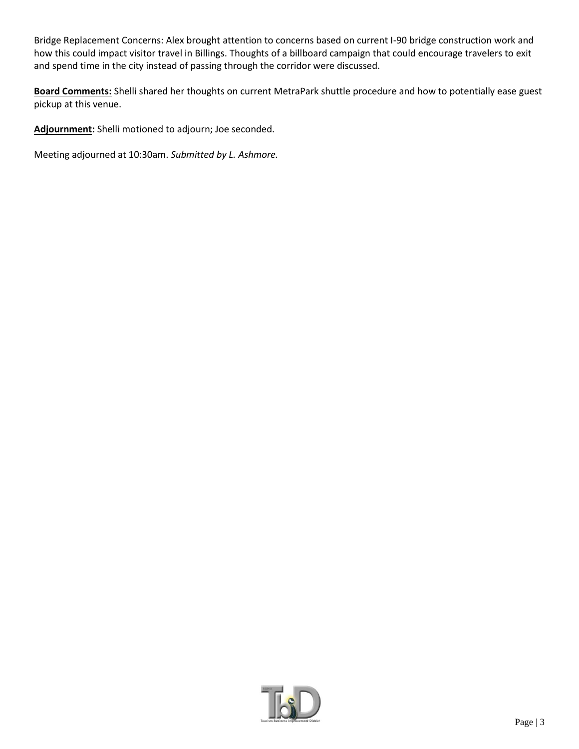Bridge Replacement Concerns: Alex brought attention to concerns based on current I-90 bridge construction work and how this could impact visitor travel in Billings. Thoughts of a billboard campaign that could encourage travelers to exit and spend time in the city instead of passing through the corridor were discussed.

**Board Comments:** Shelli shared her thoughts on current MetraPark shuttle procedure and how to potentially ease guest pickup at this venue.

**Adjournment:** Shelli motioned to adjourn; Joe seconded.

Meeting adjourned at 10:30am. *Submitted by L. Ashmore.*